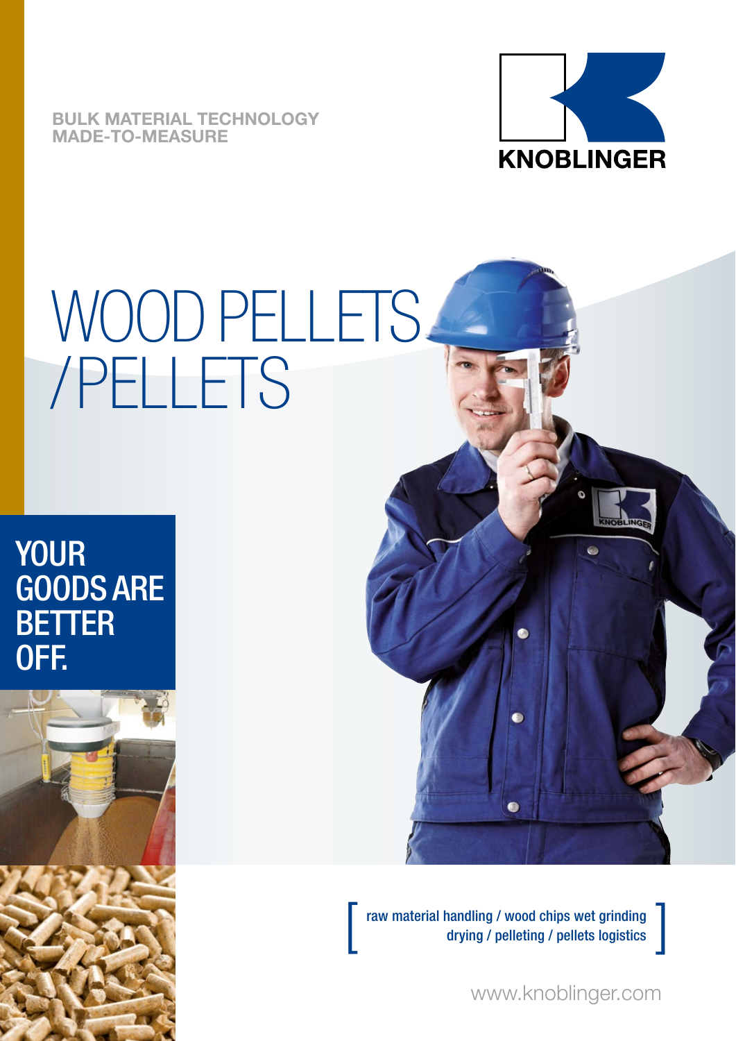BULK MATERIAL TECHNOLOGY
MADE-TO-MEASURE

KNOBLINGER

# WOOD PELLETS /PELLETS

## YOUR GOODS ARE BETTER OFF.

[ raw material handling / wood chips wet grinding
drying / pelleting / pellets logistics ]

www.knoblinger.com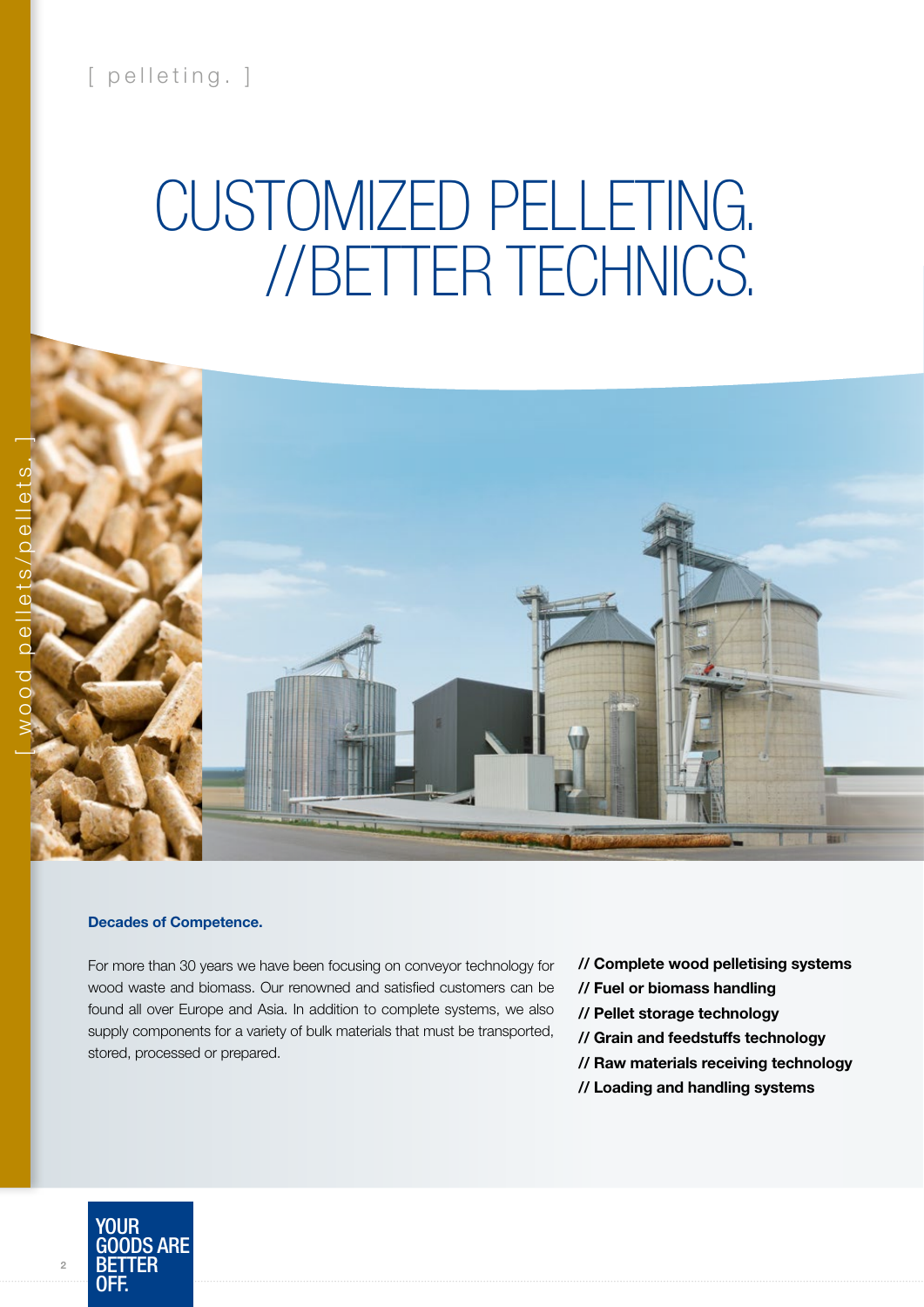[ pelleting. ]

# CUSTOMIZED PELLETING. //BETTER TECHNICS.

[ wood pellets/pellets. ]

**Decades of Competence.**

For more than 30 years we have been focusing on conveyor technology for wood waste and biomass. Our renowned and satisfied customers can be found all over Europe and Asia. In addition to complete systems, we also supply components for a variety of bulk materials that must be transported, stored, processed or prepared.

**// Complete wood pelletising systems**
**// Fuel or biomass handling**
**// Pellet storage technology**
**// Grain and feedstuffs technology**
**// Raw materials receiving technology**
**// Loading and handling systems**

YOUR GOODS ARE BETTER OFF.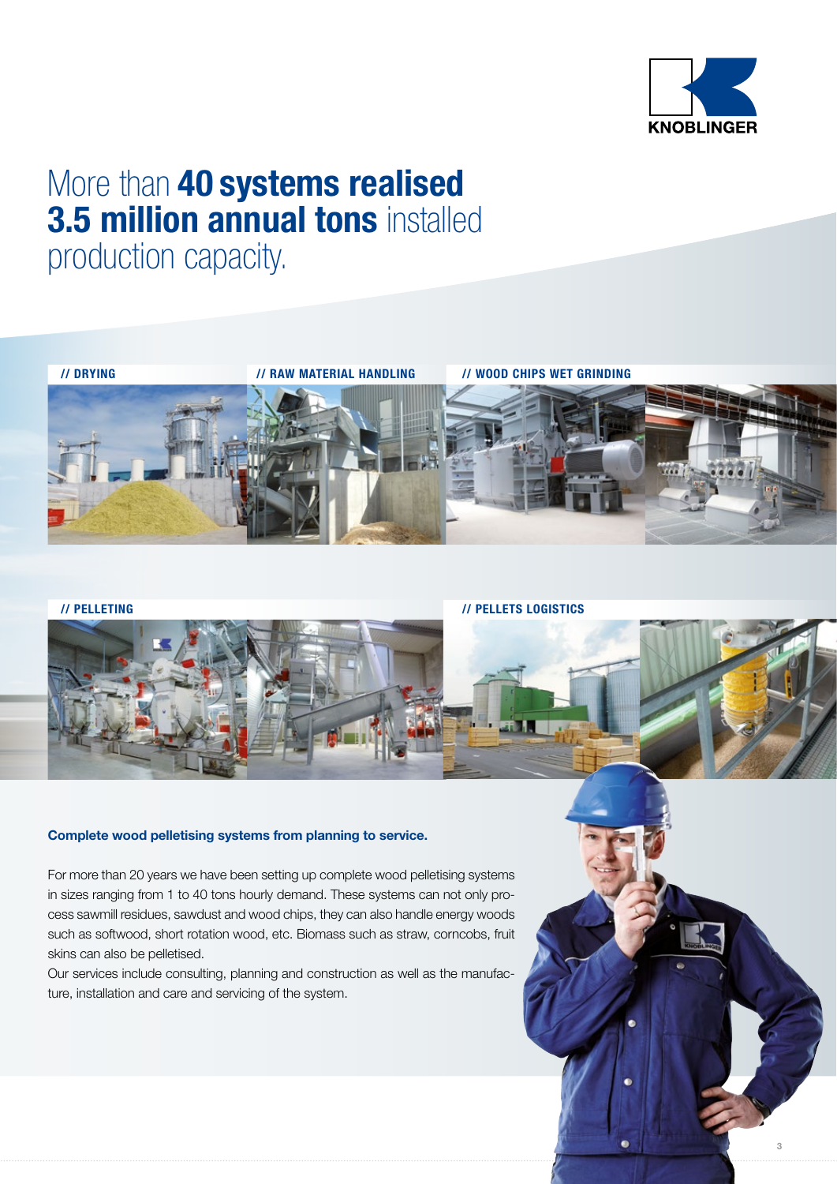# More than **40 systems realised** **3.5 million annual tons** installed production capacity.

// DRYING

// RAW MATERIAL HANDLING

// WOOD CHIPS WET GRINDING

// PELLETING

// PELLETS LOGISTICS

**Complete wood pelletising systems from planning to service.**

For more than 20 years we have been setting up complete wood pelletising systems in sizes ranging from 1 to 40 tons hourly demand. These systems can not only process sawmill residues, sawdust and wood chips, they can also handle energy woods such as softwood, short rotation wood, etc. Biomass such as straw, corncobs, fruit skins can also be pelletised.

Our services include consulting, planning and construction as well as the manufacture, installation and care and servicing of the system.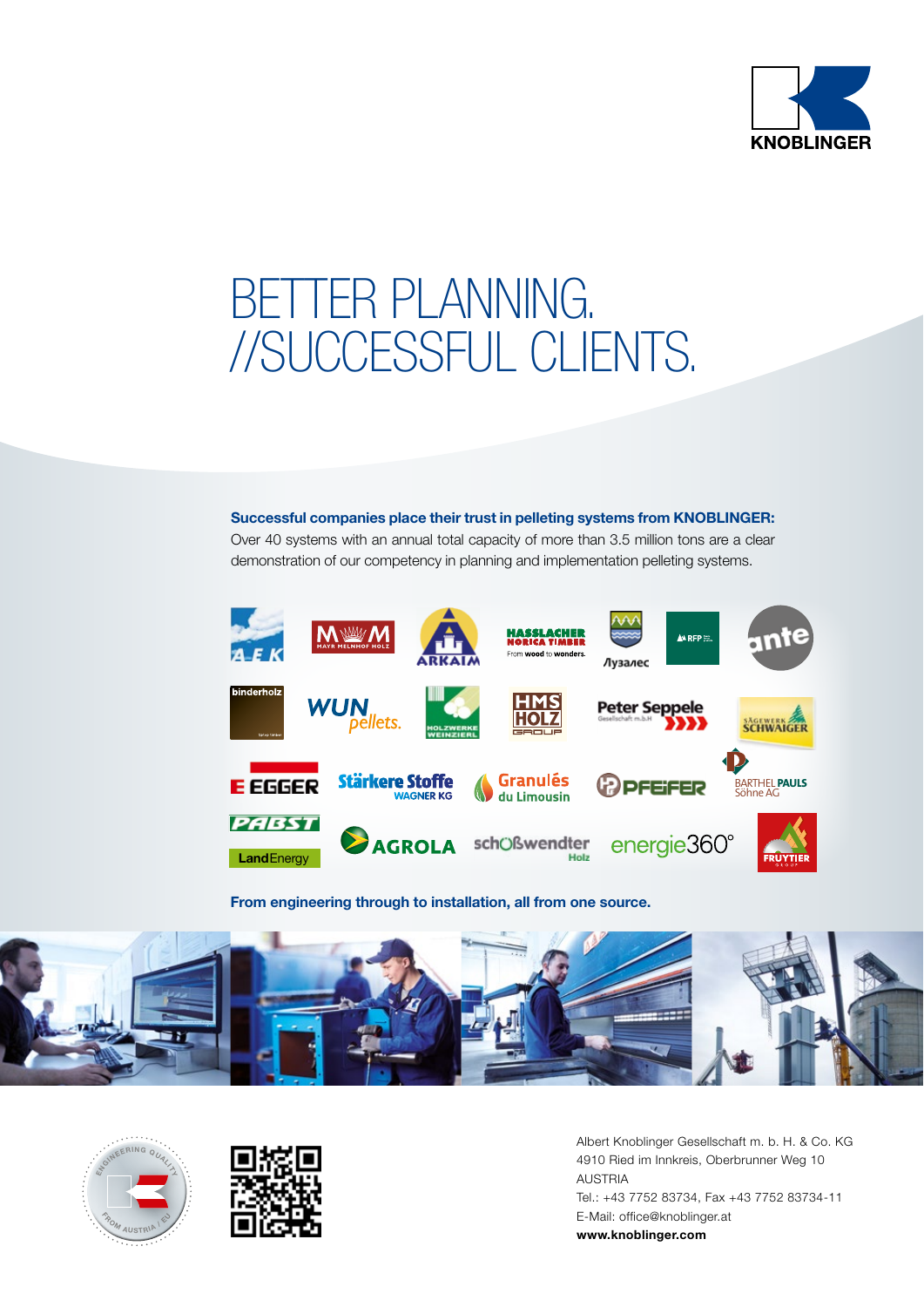KNOBLINGER

# BETTER PLANNING. //SUCCESSFUL CLIENTS.

**Successful companies place their trust in pelleting systems from KNOBLINGER:**
Over 40 systems with an annual total capacity of more than 3.5 million tons are a clear demonstration of our competency in planning and implementation pelleting systems.

**From engineering through to installation, all from one source.**

Albert Knoblinger Gesellschaft m. b. H. & Co. KG
4910 Ried im Innkreis, Oberbrunner Weg 10
AUSTRIA
Tel.: +43 7752 83734, Fax +43 7752 83734-11
E-Mail: office@knoblinger.at
**www.knoblinger.com**